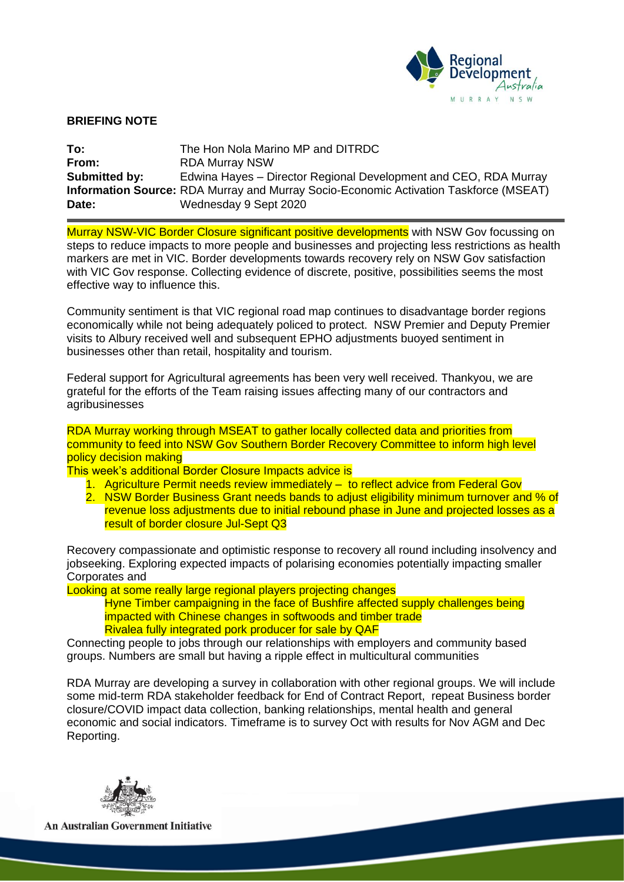**BRIEFING NOTE**

**To:** The Hon Nola Marino MP and DITRDC
**From:** RDA Murray NSW
**Submitted by:** Edwina Hayes – Director Regional Development and CEO, RDA Murray
**Information Source:** RDA Murray and Murray Socio-Economic Activation Taskforce (MSEAT)
**Date:** Wednesday 9 Sept 2020

---

Murray NSW-VIC Border Closure significant positive developments with NSW Gov focussing on steps to reduce impacts to more people and businesses and projecting less restrictions as health markers are met in VIC. Border developments towards recovery rely on NSW Gov satisfaction with VIC Gov response. Collecting evidence of discrete, positive, possibilities seems the most effective way to influence this.

Community sentiment is that VIC regional road map continues to disadvantage border regions economically while not being adequately policed to protect. NSW Premier and Deputy Premier visits to Albury received well and subsequent EPHO adjustments buoyed sentiment in businesses other than retail, hospitality and tourism.

Federal support for Agricultural agreements has been very well received. Thankyou, we are grateful for the efforts of the Team raising issues affecting many of our contractors and agribusinesses

RDA Murray working through MSEAT to gather locally collected data and priorities from community to feed into NSW Gov Southern Border Recovery Committee to inform high level policy decision making

This week's additional Border Closure Impacts advice is

1. Agriculture Permit needs review immediately – to reflect advice from Federal Gov
2. NSW Border Business Grant needs bands to adjust eligibility minimum turnover and % of revenue loss adjustments due to initial rebound phase in June and projected losses as a result of border closure Jul-Sept Q3

Recovery compassionate and optimistic response to recovery all round including insolvency and jobseeking. Exploring expected impacts of polarising economies potentially impacting smaller Corporates and

Looking at some really large regional players projecting changes

Hyne Timber campaigning in the face of Bushfire affected supply challenges being impacted with Chinese changes in softwoods and timber trade
Rivalea fully integrated pork producer for sale by QAF

Connecting people to jobs through our relationships with employers and community based groups. Numbers are small but having a ripple effect in multicultural communities

RDA Murray are developing a survey in collaboration with other regional groups. We will include some mid-term RDA stakeholder feedback for End of Contract Report, repeat Business border closure/COVID impact data collection, banking relationships, mental health and general economic and social indicators. Timeframe is to survey Oct with results for Nov AGM and Dec Reporting.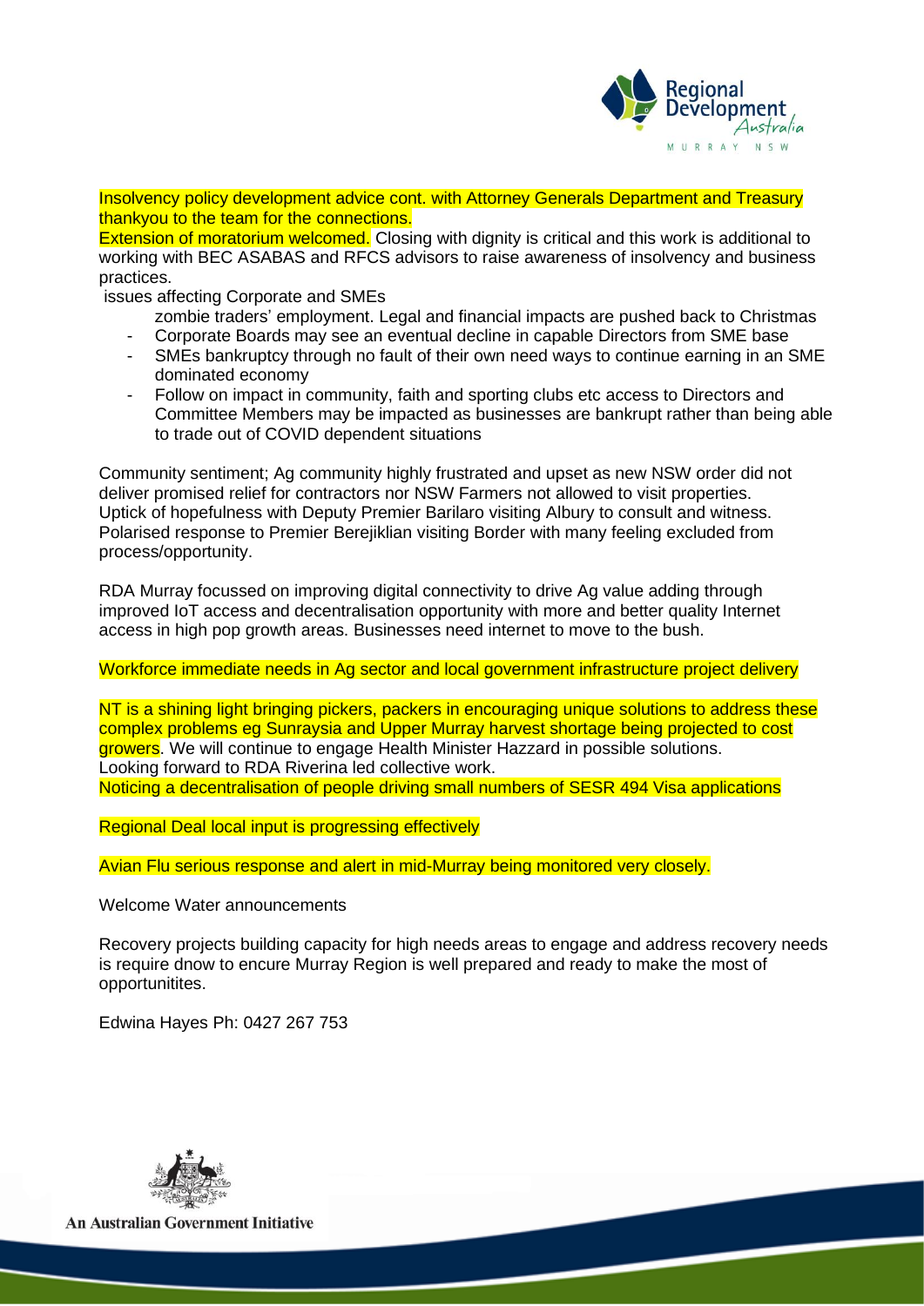Insolvency policy development advice cont. with Attorney Generals Department and Treasury thankyou to the team for the connections.

Extension of moratorium welcomed. Closing with dignity is critical and this work is additional to working with BEC ASABAS and RFCS advisors to raise awareness of insolvency and business practices.

issues affecting Corporate and SMEs

zombie traders' employment. Legal and financial impacts are pushed back to Christmas

- Corporate Boards may see an eventual decline in capable Directors from SME base
- SMEs bankruptcy through no fault of their own need ways to continue earning in an SME dominated economy
- Follow on impact in community, faith and sporting clubs etc access to Directors and Committee Members may be impacted as businesses are bankrupt rather than being able to trade out of COVID dependent situations

Community sentiment; Ag community highly frustrated and upset as new NSW order did not deliver promised relief for contractors nor NSW Farmers not allowed to visit properties. Uptick of hopefulness with Deputy Premier Barilaro visiting Albury to consult and witness. Polarised response to Premier Berejiklian visiting Border with many feeling excluded from process/opportunity.

RDA Murray focussed on improving digital connectivity to drive Ag value adding through improved IoT access and decentralisation opportunity with more and better quality Internet access in high pop growth areas. Businesses need internet to move to the bush.

Workforce immediate needs in Ag sector and local government infrastructure project delivery

NT is a shining light bringing pickers, packers in encouraging unique solutions to address these complex problems eg Sunraysia and Upper Murray harvest shortage being projected to cost growers. We will continue to engage Health Minister Hazzard in possible solutions. Looking forward to RDA Riverina led collective work.

Noticing a decentralisation of people driving small numbers of SESR 494 Visa applications

Regional Deal local input is progressing effectively

Avian Flu serious response and alert in mid-Murray being monitored very closely.

Welcome Water announcements

Recovery projects building capacity for high needs areas to engage and address recovery needs is require dnow to encure Murray Region is well prepared and ready to make the most of opportunitites.

Edwina Hayes Ph: 0427 267 753